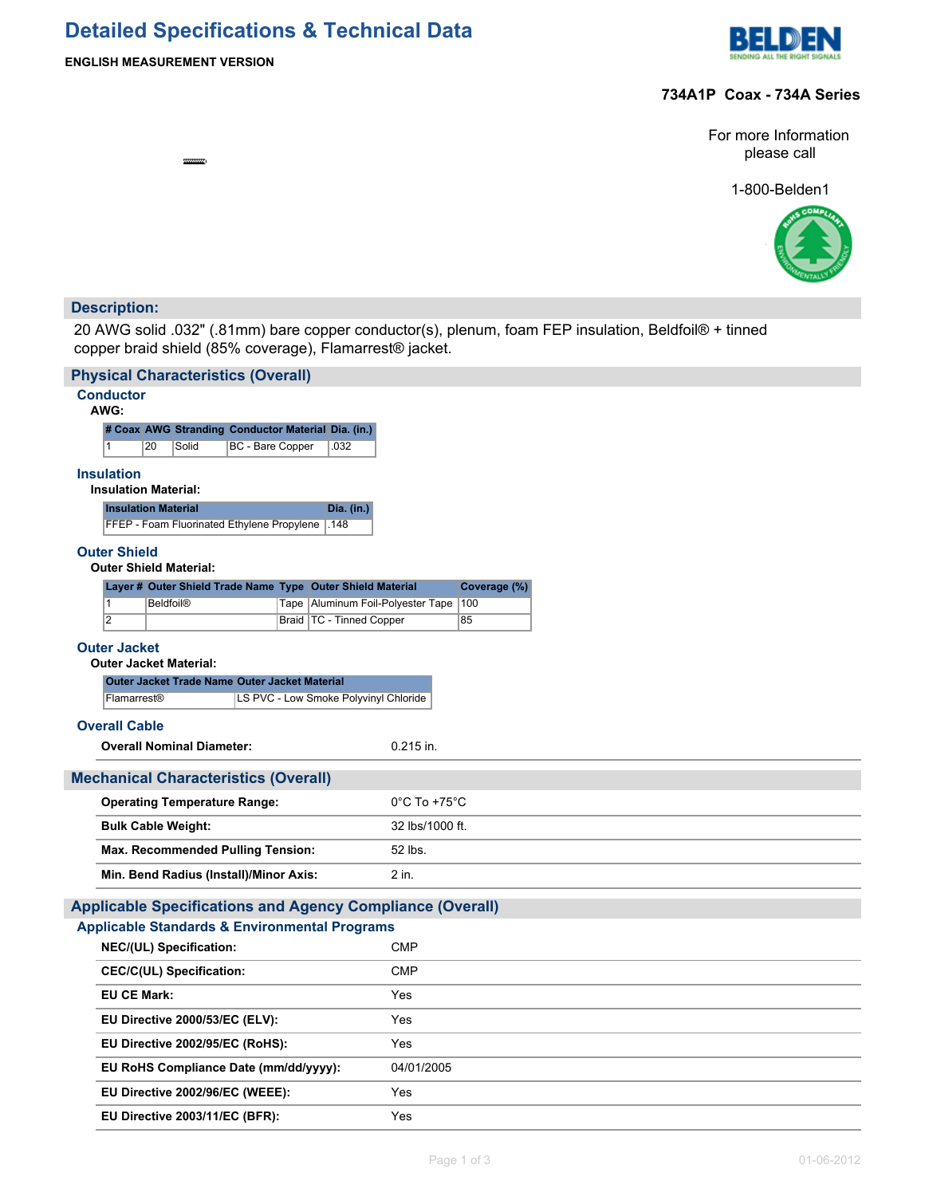# Detailed Specifications & Technical Data

**ENGLISH MEASUREMENT VERSION**

## 734A1P Coax - 734A Series

For more Information please call

1-800-Belden1

## Description:

20 AWG solid .032" (.81mm) bare copper conductor(s), plenum, foam FEP insulation, Beldfoil® + tinned copper braid shield (85% coverage), Flamarrest® jacket.

## Physical Characteristics (Overall)

### Conductor

**AWG:**

| # Coax | AWG | Stranding | Conductor Material | Dia. (in.) |
|---|---|---|---|---|
| 1 | 20 | Solid | BC - Bare Copper | .032 |

### Insulation

**Insulation Material:**

| Insulation Material | Dia. (in.) |
|---|---|
| FFEP - Foam Fluorinated Ethylene Propylene | .148 |

### Outer Shield

**Outer Shield Material:**

| Layer # | Outer Shield Trade Name | Type | Outer Shield Material | Coverage (%) |
|---|---|---|---|---|
| 1 | Beldfoil® | Tape | Aluminum Foil-Polyester Tape | 100 |
| 2 | | Braid | TC - Tinned Copper | 85 |

### Outer Jacket

**Outer Jacket Material:**

| Outer Jacket Trade Name | Outer Jacket Material |
|---|---|
| Flamarrest® | LS PVC - Low Smoke Polyvinyl Chloride |

### Overall Cable

| | |
|---|---|
| **Overall Nominal Diameter:** | 0.215 in. |

## Mechanical Characteristics (Overall)

| | |
|---|---|
| **Operating Temperature Range:** | 0°C To +75°C |
| **Bulk Cable Weight:** | 32 lbs/1000 ft. |
| **Max. Recommended Pulling Tension:** | 52 lbs. |
| **Min. Bend Radius (Install)/Minor Axis:** | 2 in. |

## Applicable Specifications and Agency Compliance (Overall)

### Applicable Standards & Environmental Programs

| | |
|---|---|
| **NEC/(UL) Specification:** | CMP |
| **CEC/C(UL) Specification:** | CMP |
| **EU CE Mark:** | Yes |
| **EU Directive 2000/53/EC (ELV):** | Yes |
| **EU Directive 2002/95/EC (RoHS):** | Yes |
| **EU RoHS Compliance Date (mm/dd/yyyy):** | 04/01/2005 |
| **EU Directive 2002/96/EC (WEEE):** | Yes |
| **EU Directive 2003/11/EC (BFR):** | Yes |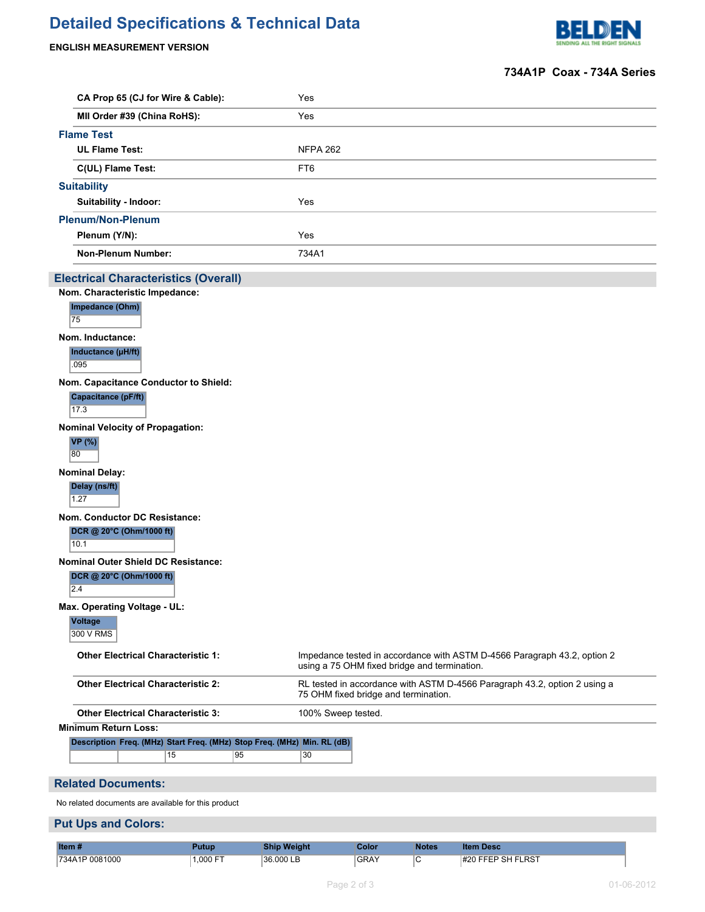# Detailed Specifications & Technical Data

**ENGLISH MEASUREMENT VERSION**

**734A1P Coax - 734A Series**

| | |
|---|---|
| **CA Prop 65 (CJ for Wire & Cable):** | Yes |
| **MII Order #39 (China RoHS):** | Yes |

### Flame Test

| | |
|---|---|
| **UL Flame Test:** | NFPA 262 |
| **C(UL) Flame Test:** | FT6 |

### Suitability

| | |
|---|---|
| **Suitability - Indoor:** | Yes |

### Plenum/Non-Plenum

| | |
|---|---|
| **Plenum (Y/N):** | Yes |
| **Non-Plenum Number:** | 734A1 |

## Electrical Characteristics (Overall)

**Nom. Characteristic Impedance:**

| Impedance (Ohm) |
|---|
| 75 |

**Nom. Inductance:**

| Inductance (µH/ft) |
|---|
| .095 |

**Nom. Capacitance Conductor to Shield:**

| Capacitance (pF/ft) |
|---|
| 17.3 |

**Nominal Velocity of Propagation:**

| VP (%) |
|---|
| 80 |

**Nominal Delay:**

| Delay (ns/ft) |
|---|
| 1.27 |

**Nom. Conductor DC Resistance:**

| DCR @ 20°C (Ohm/1000 ft) |
|---|
| 10.1 |

**Nominal Outer Shield DC Resistance:**

| DCR @ 20°C (Ohm/1000 ft) |
|---|
| 2.4 |

**Max. Operating Voltage - UL:**

| Voltage |
|---|
| 300 V RMS |

| | |
|---|---|
| **Other Electrical Characteristic 1:** | Impedance tested in accordance with ASTM D-4566 Paragraph 43.2, option 2 using a 75 OHM fixed bridge and termination. |
| **Other Electrical Characteristic 2:** | RL tested in accordance with ASTM D-4566 Paragraph 43.2, option 2 using a 75 OHM fixed bridge and termination. |
| **Other Electrical Characteristic 3:** | 100% Sweep tested. |

**Minimum Return Loss:**

| Description | Freq. (MHz) | Start Freq. (MHz) | Stop Freq. (MHz) | Min. RL (dB) |
|---|---|---|---|---|
| | | 15 | 95 | 30 |

## Related Documents:

No related documents are available for this product

## Put Ups and Colors:

| Item # | Putup | Ship Weight | Color | Notes | Item Desc |
|---|---|---|---|---|---|
| 734A1P 0081000 | 1,000 FT | 36.000 LB | GRAY | C | #20 FFEP SH FLRST |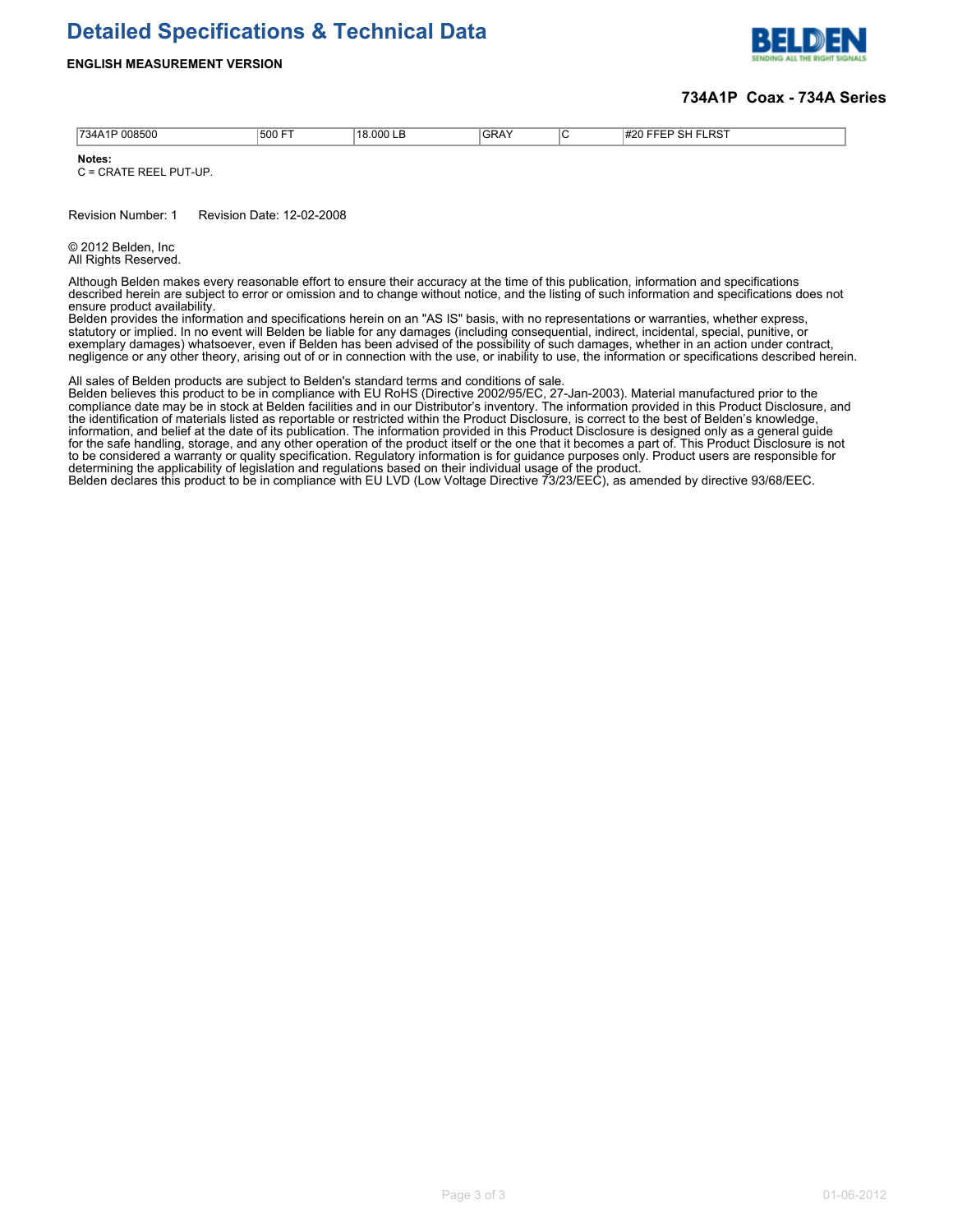# Detailed Specifications & Technical Data

**ENGLISH MEASUREMENT VERSION**

### 734A1P Coax - 734A Series

| | | | | | |
|---|---|---|---|---|---|
| 734A1P 008500 | 500 FT | 18.000 LB | GRAY | C | #20 FFEP SH FLRST |

**Notes:**
C = CRATE REEL PUT-UP.

Revision Number: 1 Revision Date: 12-02-2008

© 2012 Belden, Inc
All Rights Reserved.

Although Belden makes every reasonable effort to ensure their accuracy at the time of this publication, information and specifications described herein are subject to error or omission and to change without notice, and the listing of such information and specifications does not ensure product availability.
Belden provides the information and specifications herein on an "AS IS" basis, with no representations or warranties, whether express, statutory or implied. In no event will Belden be liable for any damages (including consequential, indirect, incidental, special, punitive, or exemplary damages) whatsoever, even if Belden has been advised of the possibility of such damages, whether in an action under contract, negligence or any other theory, arising out of or in connection with the use, or inability to use, the information or specifications described herein.

All sales of Belden products are subject to Belden's standard terms and conditions of sale.
Belden believes this product to be in compliance with EU RoHS (Directive 2002/95/EC, 27-Jan-2003). Material manufactured prior to the compliance date may be in stock at Belden facilities and in our Distributor's inventory. The information provided in this Product Disclosure, and the identification of materials listed as reportable or restricted within the Product Disclosure, is correct to the best of Belden's knowledge, information, and belief at the date of its publication. The information provided in this Product Disclosure is designed only as a general guide for the safe handling, storage, and any other operation of the product itself or the one that it becomes a part of. This Product Disclosure is not to be considered a warranty or quality specification. Regulatory information is for guidance purposes only. Product users are responsible for determining the applicability of legislation and regulations based on their individual usage of the product.
Belden declares this product to be in compliance with EU LVD (Low Voltage Directive 73/23/EEC), as amended by directive 93/68/EEC.